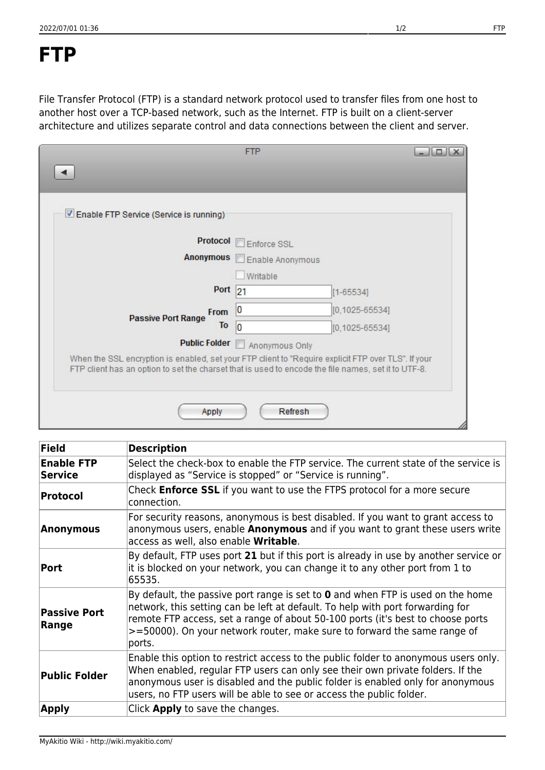# FTP

File Transfer Protocol (FTP) is a standard network protocol used to transfer files from one host to another host over a TCP-based network, such as the Internet. FTP is built on a client-server architecture and utilizes separate control and data connections between the client and server.

| Field | Description |
| --- | --- |
| **Enable FTP Service** | Select the check-box to enable the FTP service. The current state of the service is displayed as “Service is stopped” or “Service is running”. |
| **Protocol** | Check **Enforce SSL** if you want to use the FTPS protocol for a more secure connection. |
| **Anonymous** | For security reasons, anonymous is best disabled. If you want to grant access to anonymous users, enable **Anonymous** and if you want to grant these users write access as well, also enable **Writable**. |
| **Port** | By default, FTP uses port **21** but if this port is already in use by another service or it is blocked on your network, you can change it to any other port from 1 to 65535. |
| **Passive Port Range** | By default, the passive port range is set to **0** and when FTP is used on the home network, this setting can be left at default. To help with port forwarding for remote FTP access, set a range of about 50-100 ports (it's best to choose ports >=50000). On your network router, make sure to forward the same range of ports. |
| **Public Folder** | Enable this option to restrict access to the public folder to anonymous users only. When enabled, regular FTP users can only see their own private folders. If the anonymous user is disabled and the public folder is enabled only for anonymous users, no FTP users will be able to see or access the public folder. |
| **Apply** | Click **Apply** to save the changes. |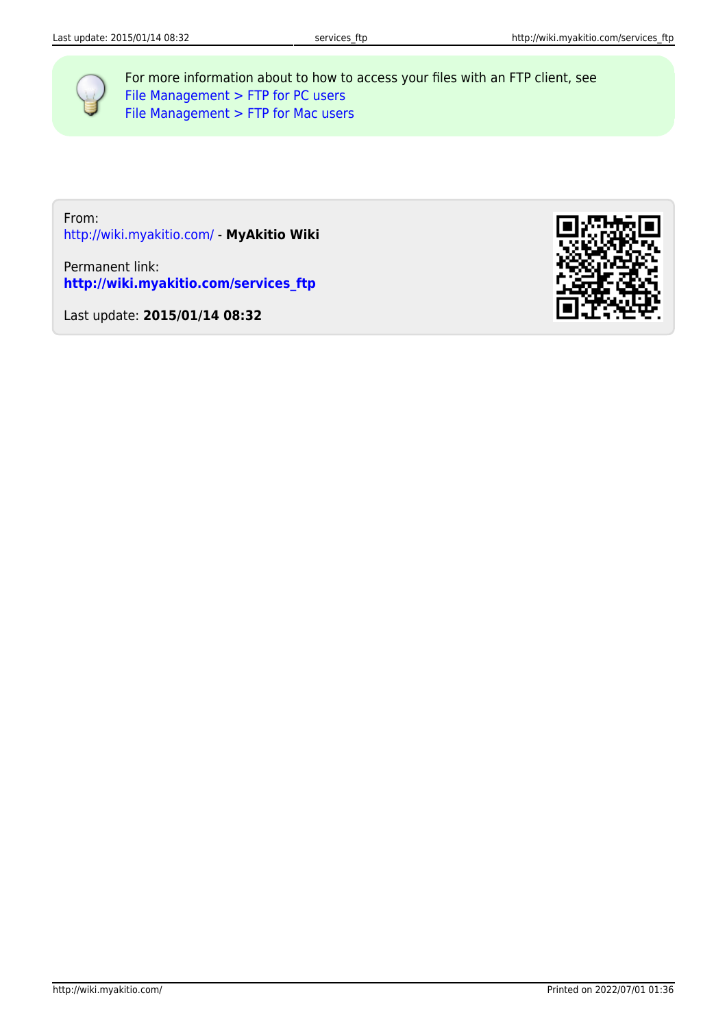For more information about to how to access your files with an FTP client, see
File Management > FTP for PC users
File Management > FTP for Mac users

From:
http://wiki.myakitio.com/ - **MyAkitio Wiki**

Permanent link:
**http://wiki.myakitio.com/services_ftp**

Last update: **2015/01/14 08:32**